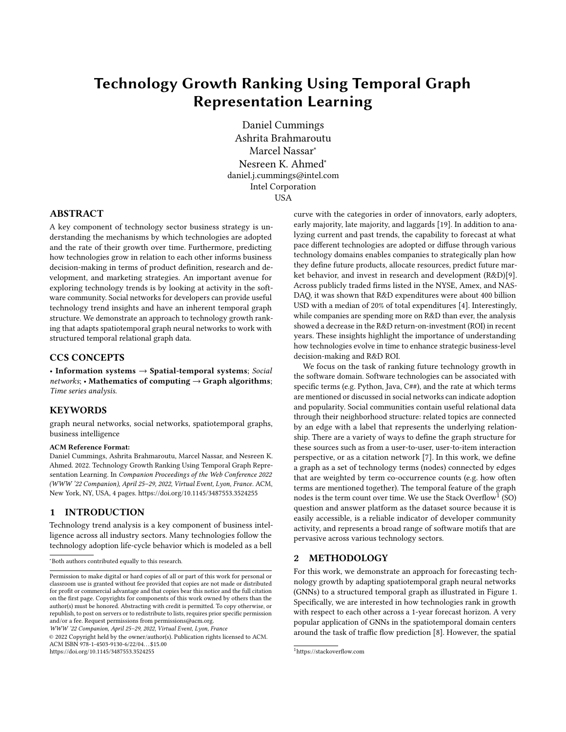# Technology Growth Ranking Using Temporal Graph Representation Learning

Daniel Cummings
Ashrita Brahmaroutu
Marcel Nassar*
Nesreen K. Ahmed*
daniel.j.cummings@intel.com
Intel Corporation
USA

## ABSTRACT

A key component of technology sector business strategy is understanding the mechanisms by which technologies are adopted and the rate of their growth over time. Furthermore, predicting how technologies grow in relation to each other informs business decision-making in terms of product definition, research and development, and marketing strategies. An important avenue for exploring technology trends is by looking at activity in the software community. Social networks for developers can provide useful technology trend insights and have an inherent temporal graph structure. We demonstrate an approach to technology growth ranking that adapts spatiotemporal graph neural networks to work with structured temporal relational graph data.

## CCS CONCEPTS

• **Information systems** → **Spatial-temporal systems**; *Social networks*; • **Mathematics of computing** → **Graph algorithms**; *Time series analysis*.

## KEYWORDS

graph neural networks, social networks, spatiotemporal graphs, business intelligence

**ACM Reference Format:**

Daniel Cummings, Ashrita Brahmaroutu, Marcel Nassar, and Nesreen K. Ahmed. 2022. Technology Growth Ranking Using Temporal Graph Representation Learning. In *Companion Proceedings of the Web Conference 2022 (WWW '22 Companion), April 25–29, 2022, Virtual Event, Lyon, France.* ACM, New York, NY, USA, 4 pages. https://doi.org/10.1145/3487553.3524255

## 1 INTRODUCTION

Technology trend analysis is a key component of business intelligence across all industry sectors. Many technologies follow the technology adoption life-cycle behavior which is modeled as a bell curve with the categories in order of innovators, early adopters, early majority, late majority, and laggards [19]. In addition to analyzing current and past trends, the capability to forecast at what pace different technologies are adopted or diffuse through various technology domains enables companies to strategically plan how they define future products, allocate resources, predict future market behavior, and invest in research and development (R&D)[9]. Across publicly traded firms listed in the NYSE, Amex, and NASDAQ, it was shown that R&D expenditures were about 400 billion USD with a median of 20% of total expenditures [4]. Interestingly, while companies are spending more on R&D than ever, the analysis showed a decrease in the R&D return-on-investment (ROI) in recent years. These insights highlight the importance of understanding how technologies evolve in time to enhance strategic business-level decision-making and R&D ROI.

We focus on the task of ranking future technology growth in the software domain. Software technologies can be associated with specific terms (e.g. Python, Java, C##), and the rate at which terms are mentioned or discussed in social networks can indicate adoption and popularity. Social communities contain useful relational data through their neighborhood structure: related topics are connected by an edge with a label that represents the underlying relationship. There are a variety of ways to define the graph structure for these sources such as from a user-to-user, user-to-item interaction perspective, or as a citation network [7]. In this work, we define a graph as a set of technology terms (nodes) connected by edges that are weighted by term co-occurrence counts (e.g. how often terms are mentioned together). The temporal feature of the graph nodes is the term count over time. We use the Stack Overflow[1] (SO) question and answer platform as the dataset source because it is easily accessible, is a reliable indicator of developer community activity, and represents a broad range of software motifs that are pervasive across various technology sectors.

## 2 METHODOLOGY

For this work, we demonstrate an approach for forecasting technology growth by adapting spatiotemporal graph neural networks (GNNs) to a structured temporal graph as illustrated in Figure 1. Specifically, we are interested in how technologies rank in growth with respect to each other across a 1-year forecast horizon. A very popular application of GNNs in the spatiotemporal domain centers around the task of traffic flow prediction [8]. However, the spatial

---

*Both authors contributed equally to this research.

Permission to make digital or hard copies of all or part of this work for personal or classroom use is granted without fee provided that copies are not made or distributed for profit or commercial advantage and that copies bear this notice and the full citation on the first page. Copyrights for components of this work owned by others than the author(s) must be honored. Abstracting with credit is permitted. To copy otherwise, or republish, to post on servers or to redistribute to lists, requires prior specific permission and/or a fee. Request permissions from permissions@acm.org.
*WWW '22 Companion, April 25–29, 2022, Virtual Event, Lyon, France*
© 2022 Copyright held by the owner/author(s). Publication rights licensed to ACM.
ACM ISBN 978-1-4503-9130-6/22/04…$15.00
https://doi.org/10.1145/3487553.3524255

[1] https://stackoverflow.com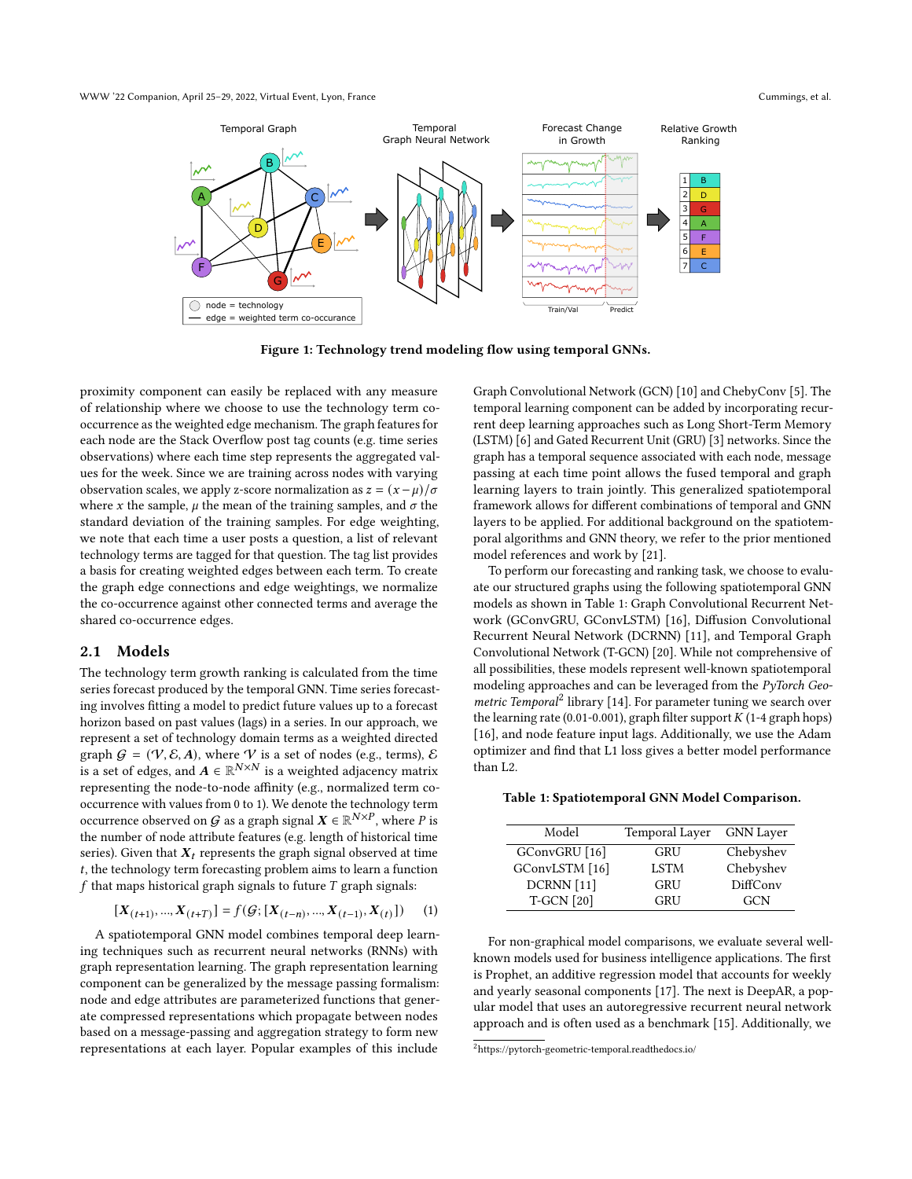Figure 1: Technology trend modeling flow using temporal GNNs.

proximity component can easily be replaced with any measure of relationship where we choose to use the technology term co-occurrence as the weighted edge mechanism. The graph features for each node are the Stack Overflow post tag counts (e.g. time series observations) where each time step represents the aggregated values for the week. Since we are training across nodes with varying observation scales, we apply z-score normalization as $z = (x - \mu)/\sigma$ where $x$ the sample, $\mu$ the mean of the training samples, and $\sigma$ the standard deviation of the training samples. For edge weighting, we note that each time a user posts a question, a list of relevant technology terms are tagged for that question. The tag list provides a basis for creating weighted edges between each term. To create the graph edge connections and edge weightings, we normalize the co-occurrence against other connected terms and average the shared co-occurrence edges.

## 2.1 Models

The technology term growth ranking is calculated from the time series forecast produced by the temporal GNN. Time series forecasting involves fitting a model to predict future values up to a forecast horizon based on past values (lags) in a series. In our approach, we represent a set of technology domain terms as a weighted directed graph $\mathcal{G} = (\mathcal{V}, \mathcal{E}, \boldsymbol{A})$, where $\mathcal{V}$ is a set of nodes (e.g., terms), $\mathcal{E}$ is a set of edges, and $\boldsymbol{A} \in \mathbb{R}^{N \times N}$ is a weighted adjacency matrix representing the node-to-node affinity (e.g., normalized term co-occurrence with values from 0 to 1). We denote the technology term occurrence observed on $\mathcal{G}$ as a graph signal $\boldsymbol{X} \in \mathbb{R}^{N \times P}$, where $P$ is the number of node attribute features (e.g. length of historical time series). Given that $\boldsymbol{X}_t$ represents the graph signal observed at time $t$, the technology term forecasting problem aims to learn a function $f$ that maps historical graph signals to future $T$ graph signals:

$$[\boldsymbol{X}_{(t+1)}, ..., \boldsymbol{X}_{(t+T)}] = f(\mathcal{G}; [\boldsymbol{X}_{(t-n)}, ..., \boldsymbol{X}_{(t-1)}, \boldsymbol{X}_{(t)}]) \tag{1}$$

A spatiotemporal GNN model combines temporal deep learning techniques such as recurrent neural networks (RNNs) with graph representation learning. The graph representation learning component can be generalized by the message passing formalism: node and edge attributes are parameterized functions that generate compressed representations which propagate between nodes based on a message-passing and aggregation strategy to form new representations at each layer. Popular examples of this include Graph Convolutional Network (GCN) [10] and ChebyConv [5]. The temporal learning component can be added by incorporating recurrent deep learning approaches such as Long Short-Term Memory (LSTM) [6] and Gated Recurrent Unit (GRU) [3] networks. Since the graph has a temporal sequence associated with each node, message passing at each time point allows the fused temporal and graph learning layers to train jointly. This generalized spatiotemporal framework allows for different combinations of temporal and GNN layers to be applied. For additional background on the spatiotemporal algorithms and GNN theory, we refer to the prior mentioned model references and work by [21].

To perform our forecasting and ranking task, we choose to evaluate our structured graphs using the following spatiotemporal GNN models as shown in Table 1: Graph Convolutional Recurrent Network (GConvGRU, GConvLSTM) [16], Diffusion Convolutional Recurrent Neural Network (DCRNN) [11], and Temporal Graph Convolutional Network (T-GCN) [20]. While not comprehensive of all possibilities, these models represent well-known spatiotemporal modeling approaches and can be leveraged from the *PyTorch Geometric Temporal*[2] library [14]. For parameter tuning we search over the learning rate (0.01-0.001), graph filter support $K$ (1-4 graph hops) [16], and node feature input lags. Additionally, we use the Adam optimizer and find that L1 loss gives a better model performance than L2.

**Table 1: Spatiotemporal GNN Model Comparison.**

| Model | Temporal Layer | GNN Layer |
|---|---|---|
| GConvGRU [16] | GRU | Chebyshev |
| GConvLSTM [16] | LSTM | Chebyshev |
| DCRNN [11] | GRU | DiffConv |
| T-GCN [20] | GRU | GCN |

For non-graphical model comparisons, we evaluate several well-known models used for business intelligence applications. The first is Prophet, an additive regression model that accounts for weekly and yearly seasonal components [17]. The next is DeepAR, a popular model that uses an autoregressive recurrent neural network approach and is often used as a benchmark [15]. Additionally, we

[2] https://pytorch-geometric-temporal.readthedocs.io/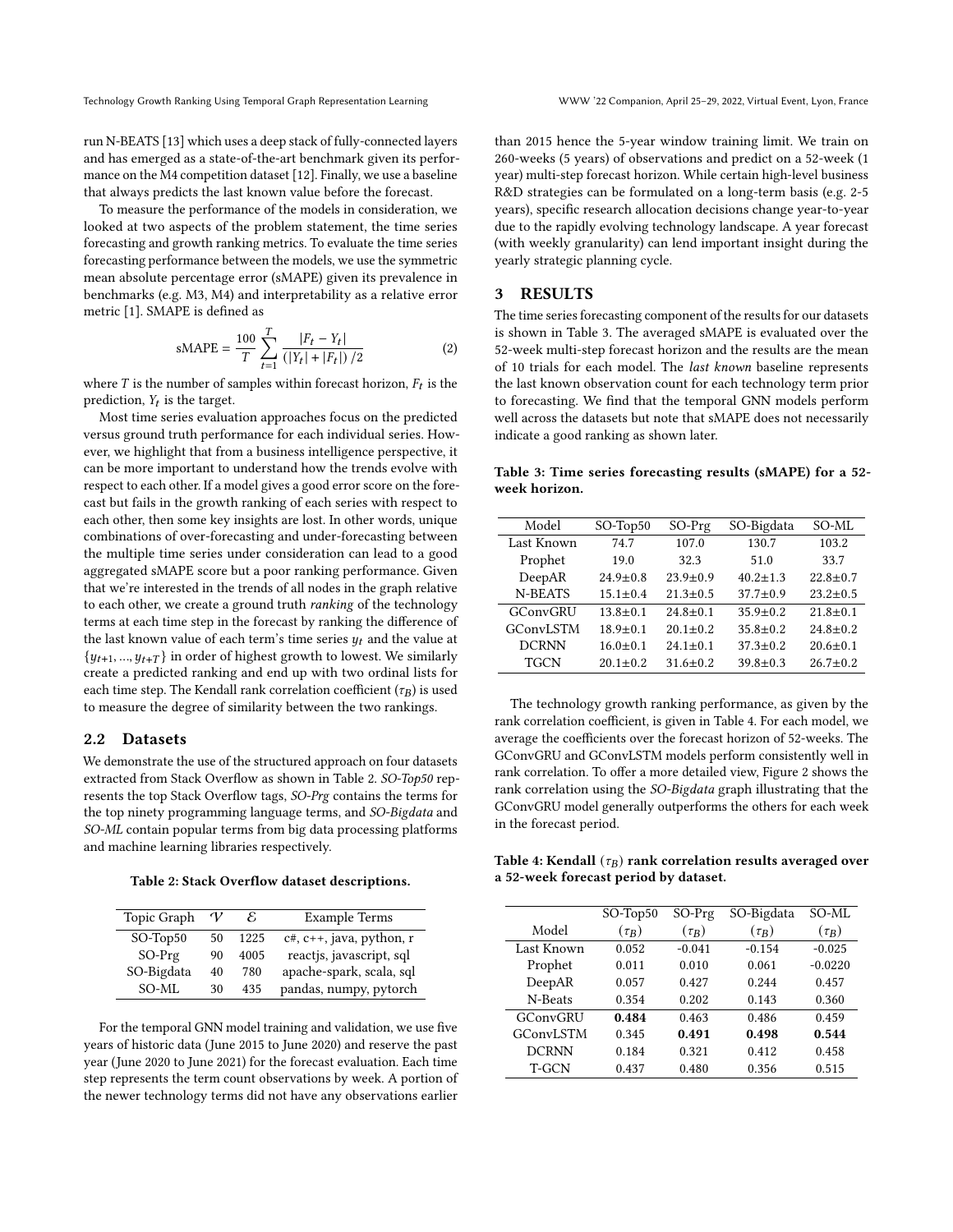run N-BEATS [13] which uses a deep stack of fully-connected layers and has emerged as a state-of-the-art benchmark given its performance on the M4 competition dataset [12]. Finally, we use a baseline that always predicts the last known value before the forecast.

To measure the performance of the models in consideration, we looked at two aspects of the problem statement, the time series forecasting and growth ranking metrics. To evaluate the time series forecasting performance between the models, we use the symmetric mean absolute percentage error (sMAPE) given its prevalence in benchmarks (e.g. M3, M4) and interpretability as a relative error metric [1]. SMAPE is defined as

$$\text{sMAPE} = \frac{100}{T} \sum_{t=1}^{T} \frac{|F_t - Y_t|}{(|Y_t| + |F_t|)/2} \tag{2}$$

where $T$ is the number of samples within forecast horizon, $F_t$ is the prediction, $Y_t$ is the target.

Most time series evaluation approaches focus on the predicted versus ground truth performance for each individual series. However, we highlight that from a business intelligence perspective, it can be more important to understand how the trends evolve with respect to each other. If a model gives a good error score on the forecast but fails in the growth ranking of each series with respect to each other, then some key insights are lost. In other words, unique combinations of over-forecasting and under-forecasting between the multiple time series under consideration can lead to a good aggregated sMAPE score but a poor ranking performance. Given that we're interested in the trends of all nodes in the graph relative to each other, we create a ground truth *ranking* of the technology terms at each time step in the forecast by ranking the difference of the last known value of each term's time series $y_t$ and the value at $\{y_{t+1}, ..., y_{t+T}\}$ in order of highest growth to lowest. We similarly create a predicted ranking and end up with two ordinal lists for each time step. The Kendall rank correlation coefficient ($\tau_B$) is used to measure the degree of similarity between the two rankings.

## 2.2 Datasets

We demonstrate the use of the structured approach on four datasets extracted from Stack Overflow as shown in Table 2. *SO-Top50* represents the top Stack Overflow tags, *SO-Prg* contains the terms for the top ninety programming language terms, and *SO-Bigdata* and *SO-ML* contain popular terms from big data processing platforms and machine learning libraries respectively.

**Table 2: Stack Overflow dataset descriptions.**

| Topic Graph | $\mathcal{V}$ | $\mathcal{E}$ | Example Terms |
|---|---|---|---|
| SO-Top50 | 50 | 1225 | c#, c++, java, python, r |
| SO-Prg | 90 | 4005 | reactjs, javascript, sql |
| SO-Bigdata | 40 | 780 | apache-spark, scala, sql |
| SO-ML | 30 | 435 | pandas, numpy, pytorch |

For the temporal GNN model training and validation, we use five years of historic data (June 2015 to June 2020) and reserve the past year (June 2020 to June 2021) for the forecast evaluation. Each time step represents the term count observations by week. A portion of the newer technology terms did not have any observations earlier than 2015 hence the 5-year window training limit. We train on 260-weeks (5 years) of observations and predict on a 52-week (1 year) multi-step forecast horizon. While certain high-level business R&D strategies can be formulated on a long-term basis (e.g. 2-5 years), specific research allocation decisions change year-to-year due to the rapidly evolving technology landscape. A year forecast (with weekly granularity) can lend important insight during the yearly strategic planning cycle.

# 3 RESULTS

The time series forecasting component of the results for our datasets is shown in Table 3. The averaged sMAPE is evaluated over the 52-week multi-step forecast horizon and the results are the mean of 10 trials for each model. The *last known* baseline represents the last known observation count for each technology term prior to forecasting. We find that the temporal GNN models perform well across the datasets but note that sMAPE does not necessarily indicate a good ranking as shown later.

**Table 3: Time series forecasting results (sMAPE) for a 52-week horizon.**

| Model | SO-Top50 | SO-Prg | SO-Bigdata | SO-ML |
|---|---|---|---|---|
| Last Known | 74.7 | 107.0 | 130.7 | 103.2 |
| Prophet | 19.0 | 32.3 | 51.0 | 33.7 |
| DeepAR | 24.9±0.8 | 23.9±0.9 | 40.2±1.3 | 22.8±0.7 |
| N-BEATS | 15.1±0.4 | 21.3±0.5 | 37.7±0.9 | 23.2±0.5 |
| GConvGRU | 13.8±0.1 | 24.8±0.1 | 35.9±0.2 | 21.8±0.1 |
| GConvLSTM | 18.9±0.1 | 20.1±0.2 | 35.8±0.2 | 24.8±0.2 |
| DCRNN | 16.0±0.1 | 24.1±0.1 | 37.3±0.2 | 20.6±0.1 |
| TGCN | 20.1±0.2 | 31.6±0.2 | 39.8±0.3 | 26.7±0.2 |

The technology growth ranking performance, as given by the rank correlation coefficient, is given in Table 4. For each model, we average the coefficients over the forecast horizon of 52-weeks. The GConvGRU and GConvLSTM models perform consistently well in rank correlation. To offer a more detailed view, Figure 2 shows the rank correlation using the *SO-Bigdata* graph illustrating that the GConvGRU model generally outperforms the others for each week in the forecast period.

**Table 4: Kendall ($\tau_B$) rank correlation results averaged over a 52-week forecast period by dataset.**

| Model | SO-Top50 ($\tau_B$) | SO-Prg ($\tau_B$) | SO-Bigdata ($\tau_B$) | SO-ML ($\tau_B$) |
|---|---|---|---|---|
| Last Known | 0.052 | -0.041 | -0.154 | -0.025 |
| Prophet | 0.011 | 0.010 | 0.061 | -0.0220 |
| DeepAR | 0.057 | 0.427 | 0.244 | 0.457 |
| N-Beats | 0.354 | 0.202 | 0.143 | 0.360 |
| GConvGRU | **0.484** | 0.463 | 0.486 | 0.459 |
| GConvLSTM | 0.345 | **0.491** | **0.498** | **0.544** |
| DCRNN | 0.184 | 0.321 | 0.412 | 0.458 |
| T-GCN | 0.437 | 0.480 | 0.356 | 0.515 |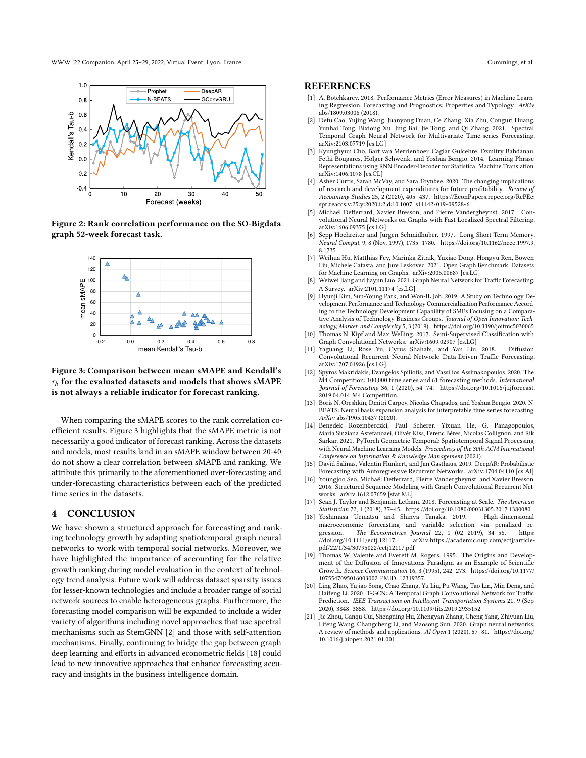1.0
0.8
0.6
0.4
0.2
0.0
-0.2
-0.4
Kendall's Tau-b
Prophet
N-BEATS
DeepAR
GConvGRU
0
10
20
30
40
50
Forecast (weeks)

**Figure 2: Rank correlation performance on the SO-Bigdata graph 52-week forecast task.**

140
120
100
80
60
40
20
0
mean sMAPE
-0.2
0.0
0.2
0.4
0.6
0.8
mean Kendall's Tau-b

**Figure 3: Comparison between mean sMAPE and Kendall's $\tau_b$ for the evaluated datasets and models that shows sMAPE is not always a reliable indicator for forecast ranking.**

When comparing the sMAPE scores to the rank correlation coefficient results, Figure 3 highlights that the sMAPE metric is not necessarily a good indicator of forecast ranking. Across the datasets and models, most results land in an sMAPE window between 20-40 do not show a clear correlation between sMAPE and ranking. We attribute this primarily to the aforementioned over-forecasting and under-forecasting characteristics between each of the predicted time series in the datasets.

## 4 CONCLUSION

We have shown a structured approach for forecasting and ranking technology growth by adapting spatiotemporal graph neural networks to work with temporal social networks. Moreover, we have highlighted the importance of accounting for the relative growth ranking during model evaluation in the context of technology trend analysis. Future work will address dataset sparsity issues for lesser-known technologies and include a broader range of social network sources to enable heterogeneous graphs. Furthermore, the forecasting model comparison will be expanded to include a wider variety of algorithms including novel approaches that use spectral mechanisms such as StemGNN [2] and those with self-attention mechanisms. Finally, continuing to bridge the gap between graph deep learning and efforts in advanced econometric fields [18] could lead to new innovative approaches that enhance forecasting accuracy and insights in the business intelligence domain.

## REFERENCES

[1] A. Botchkarev. 2018. Performance Metrics (Error Measures) in Machine Learning Regression, Forecasting and Prognostics: Properties and Typology. *ArXiv* abs/1809.03006 (2018).

[2] Defu Cao, Yujing Wang, Juanyong Duan, Ce Zhang, Xia Zhu, Conguri Huang, Yunhai Tong, Bixiong Xu, Jing Bai, Jie Tong, and Qi Zhang. 2021. Spectral Temporal Graph Neural Network for Multivariate Time-series Forecasting. arXiv:2103.07719 [cs.LG]

[3] Kyunghyun Cho, Bart van Merrienboer, Caglar Gulcehre, Dzmitry Bahdanau, Fethi Bougares, Holger Schwenk, and Yoshua Bengio. 2014. Learning Phrase Representations using RNN Encoder-Decoder for Statistical Machine Translation. arXiv:1406.1078 [cs.CL]

[4] Asher Curtis, Sarah McVay, and Sara Toynbee. 2020. The changing implications of research and development expenditures for future profitability. *Review of Accounting Studies* 25, 2 (2020), 405–437. https://EconPapers.repec.org/RePEc:spr:reaccs:v:25:y:2020:i:2:d:10.1007_s11142-019-09528-6

[5] Michaël Defferrard, Xavier Bresson, and Pierre Vandergheynst. 2017. Convolutional Neural Networks on Graphs with Fast Localized Spectral Filtering. arXiv:1606.09375 [cs.LG]

[6] Sepp Hochreiter and Jürgen Schmidhuber. 1997. Long Short-Term Memory. *Neural Comput.* 9, 8 (Nov. 1997), 1735–1780. https://doi.org/10.1162/neco.1997.9.8.1735

[7] Weihua Hu, Matthias Fey, Marinka Zitnik, Yuxiao Dong, Hongyu Ren, Bowen Liu, Michele Catasta, and Jure Leskovec. 2021. Open Graph Benchmark: Datasets for Machine Learning on Graphs. arXiv:2005.00687 [cs.LG]

[8] Weiwei Jiang and Jiayun Luo. 2021. Graph Neural Network for Traffic Forecasting: A Survey. arXiv:2101.11174 [cs.LG]

[9] Hyunji Kim, Sun-Young Park, and Won-IL Joh. 2019. A Study on Technology Development Performance and Technology Commercialization Performance According to the Technology Development Capability of SMEs Focusing on a Comparative Analysis of Technology Business Groups. *Journal of Open Innovation: Technology, Market, and Complexity* 5, 3 (2019). https://doi.org/10.3390/joitmc5030065

[10] Thomas N. Kipf and Max Welling. 2017. Semi-Supervised Classification with Graph Convolutional Networks. arXiv:1609.02907 [cs.LG]

[11] Yaguang Li, Rose Yu, Cyrus Shahabi, and Yan Liu. 2018. Diffusion Convolutional Recurrent Neural Network: Data-Driven Traffic Forecasting. arXiv:1707.01926 [cs.LG]

[12] Spyros Makridakis, Evangelos Spiliotis, and Vassilios Assimakopoulos. 2020. The M4 Competition: 100,000 time series and 61 forecasting methods. *International Journal of Forecasting* 36, 1 (2020), 54–74. https://doi.org/10.1016/j.ijforecast.2019.04.014 M4 Competition.

[13] Boris N. Oreshkin, Dmitri Carpov, Nicolas Chapados, and Yoshua Bengio. 2020. N-BEATS: Neural basis expansion analysis for interpretable time series forecasting. *ArXiv* abs/1905.10437 (2020).

[14] Benedek Rozemberczki, Paul Scherer, Yixuan He, G. Panagopoulos, Maria Sinziana Astefanoaei, Olivér Kiss, Ferenc Béres, Nicolas Collignon, and Rik Sarkar. 2021. PyTorch Geometric Temporal: Spatiotemporal Signal Processing with Neural Machine Learning Models. *Proceedings of the 30th ACM International Conference on Information & Knowledge Management* (2021).

[15] David Salinas, Valentin Flunkert, and Jan Gasthaus. 2019. DeepAR: Probabilistic Forecasting with Autoregressive Recurrent Networks. arXiv:1704.04110 [cs.AI]

[16] Youngjoo Seo, Michaël Defferrard, Pierre Vandergheynst, and Xavier Bresson. 2016. Structured Sequence Modeling with Graph Convolutional Recurrent Networks. arXiv:1612.07659 [stat.ML]

[17] Sean J. Taylor and Benjamin Letham. 2018. Forecasting at Scale. *The American Statistician* 72, 1 (2018), 37–45. https://doi.org/10.1080/00031305.2017.1380080

[18] Yoshimasa Uematsu and Shinya Tanaka. 2019. High-dimensional macroeconomic forecasting and variable selection via penalized regression. *The Econometrics Journal* 22, 1 (02 2019), 34–56. https://doi.org/10.1111/ectj.12117 arXiv:https://academic.oup.com/ectj/article-pdf/22/1/34/30795022/ectj12117.pdf

[19] Thomas W. Valente and Everett M. Rogers. 1995. The Origins and Development of the Diffusion of Innovations Paradigm as an Example of Scientific Growth. *Science Communication* 16, 3 (1995), 242–273. https://doi.org/10.1177/1075547095016003002 PMID: 12319357.

[20] Ling Zhao, Yujiao Song, Chao Zhang, Yu Liu, Pu Wang, Tao Lin, Min Deng, and Haifeng Li. 2020. T-GCN: A Temporal Graph Convolutional Network for Traffic Prediction. *IEEE Transactions on Intelligent Transportation Systems* 21, 9 (Sep 2020), 3848–3858. https://doi.org/10.1109/tits.2019.2935152

[21] Jie Zhou, Ganqu Cui, Shengding Hu, Zhengyan Zhang, Cheng Yang, Zhiyuan Liu, Lifeng Wang, Changcheng Li, and Maosong Sun. 2020. Graph neural networks: A review of methods and applications. *AI Open* 1 (2020), 57–81. https://doi.org/10.1016/j.aiopen.2021.01.001